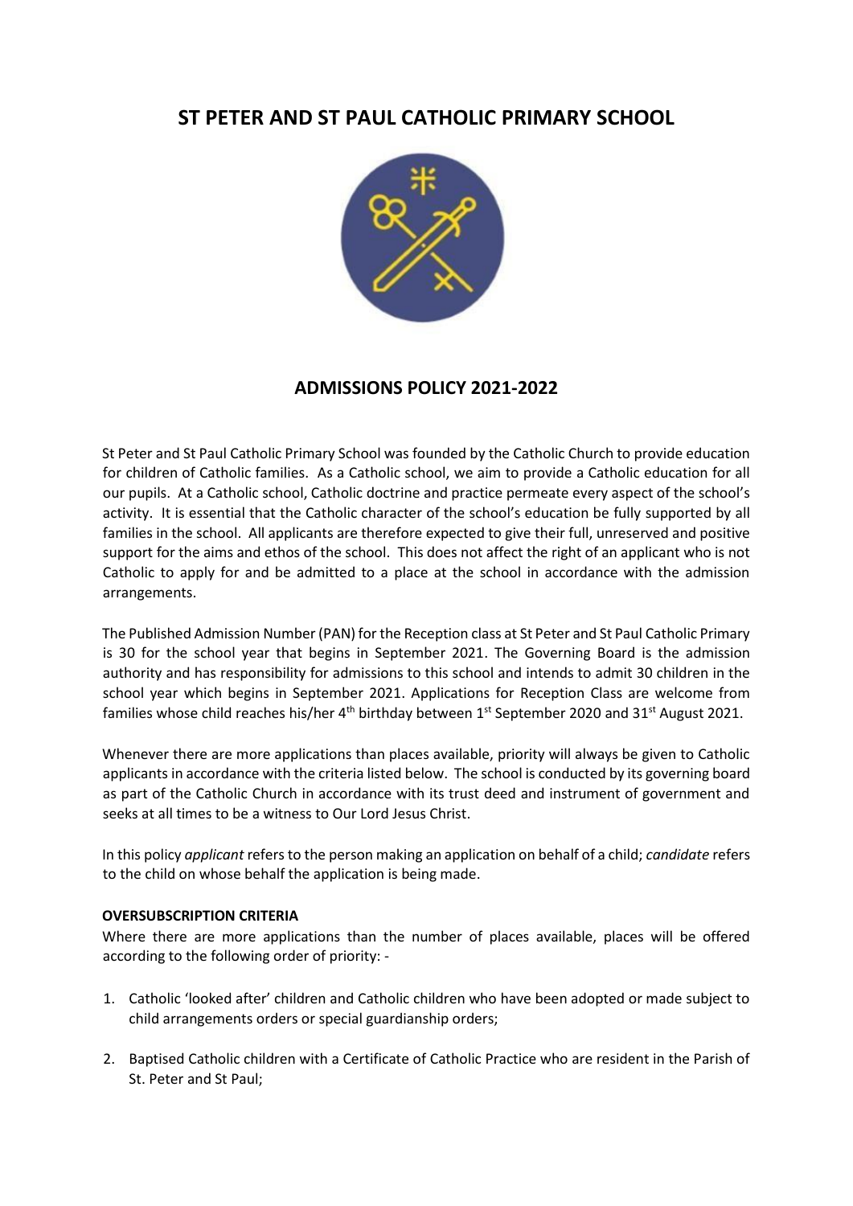# ST PETER AND ST PAUL CATHOLIC PRIMARY SCHOOL

## ADMISSIONS POLICY 2021-2022

St Peter and St Paul Catholic Primary School was founded by the Catholic Church to provide education for children of Catholic families. As a Catholic school, we aim to provide a Catholic education for all our pupils. At a Catholic school, Catholic doctrine and practice permeate every aspect of the school's activity. It is essential that the Catholic character of the school's education be fully supported by all families in the school. All applicants are therefore expected to give their full, unreserved and positive support for the aims and ethos of the school. This does not affect the right of an applicant who is not Catholic to apply for and be admitted to a place at the school in accordance with the admission arrangements.

The Published Admission Number (PAN) for the Reception class at St Peter and St Paul Catholic Primary is 30 for the school year that begins in September 2021. The Governing Board is the admission authority and has responsibility for admissions to this school and intends to admit 30 children in the school year which begins in September 2021. Applications for Reception Class are welcome from families whose child reaches his/her 4th birthday between 1st September 2020 and 31st August 2021.

Whenever there are more applications than places available, priority will always be given to Catholic applicants in accordance with the criteria listed below. The school is conducted by its governing board as part of the Catholic Church in accordance with its trust deed and instrument of government and seeks at all times to be a witness to Our Lord Jesus Christ.

In this policy *applicant* refers to the person making an application on behalf of a child; *candidate* refers to the child on whose behalf the application is being made.

**OVERSUBSCRIPTION CRITERIA**

Where there are more applications than the number of places available, places will be offered according to the following order of priority: -

1. Catholic 'looked after' children and Catholic children who have been adopted or made subject to child arrangements orders or special guardianship orders;

2. Baptised Catholic children with a Certificate of Catholic Practice who are resident in the Parish of St. Peter and St Paul;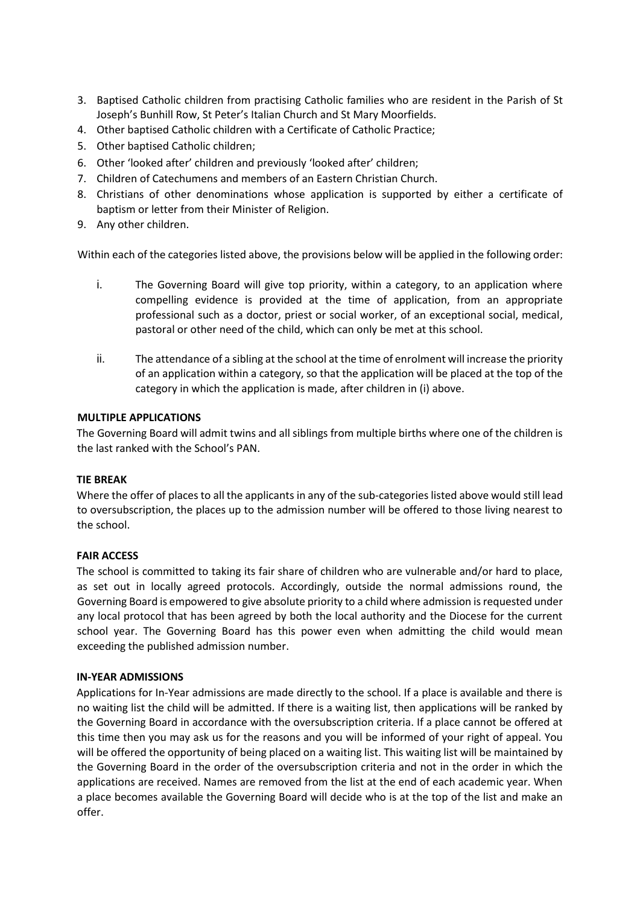3. Baptised Catholic children from practising Catholic families who are resident in the Parish of St Joseph's Bunhill Row, St Peter's Italian Church and St Mary Moorfields.
4. Other baptised Catholic children with a Certificate of Catholic Practice;
5. Other baptised Catholic children;
6. Other 'looked after' children and previously 'looked after' children;
7. Children of Catechumens and members of an Eastern Christian Church.
8. Christians of other denominations whose application is supported by either a certificate of baptism or letter from their Minister of Religion.
9. Any other children.

Within each of the categories listed above, the provisions below will be applied in the following order:

i. The Governing Board will give top priority, within a category, to an application where compelling evidence is provided at the time of application, from an appropriate professional such as a doctor, priest or social worker, of an exceptional social, medical, pastoral or other need of the child, which can only be met at this school.

ii. The attendance of a sibling at the school at the time of enrolment will increase the priority of an application within a category, so that the application will be placed at the top of the category in which the application is made, after children in (i) above.

**MULTIPLE APPLICATIONS**

The Governing Board will admit twins and all siblings from multiple births where one of the children is the last ranked with the School's PAN.

**TIE BREAK**

Where the offer of places to all the applicants in any of the sub-categories listed above would still lead to oversubscription, the places up to the admission number will be offered to those living nearest to the school.

**FAIR ACCESS**

The school is committed to taking its fair share of children who are vulnerable and/or hard to place, as set out in locally agreed protocols. Accordingly, outside the normal admissions round, the Governing Board is empowered to give absolute priority to a child where admission is requested under any local protocol that has been agreed by both the local authority and the Diocese for the current school year. The Governing Board has this power even when admitting the child would mean exceeding the published admission number.

**IN-YEAR ADMISSIONS**

Applications for In-Year admissions are made directly to the school. If a place is available and there is no waiting list the child will be admitted. If there is a waiting list, then applications will be ranked by the Governing Board in accordance with the oversubscription criteria. If a place cannot be offered at this time then you may ask us for the reasons and you will be informed of your right of appeal. You will be offered the opportunity of being placed on a waiting list. This waiting list will be maintained by the Governing Board in the order of the oversubscription criteria and not in the order in which the applications are received. Names are removed from the list at the end of each academic year. When a place becomes available the Governing Board will decide who is at the top of the list and make an offer.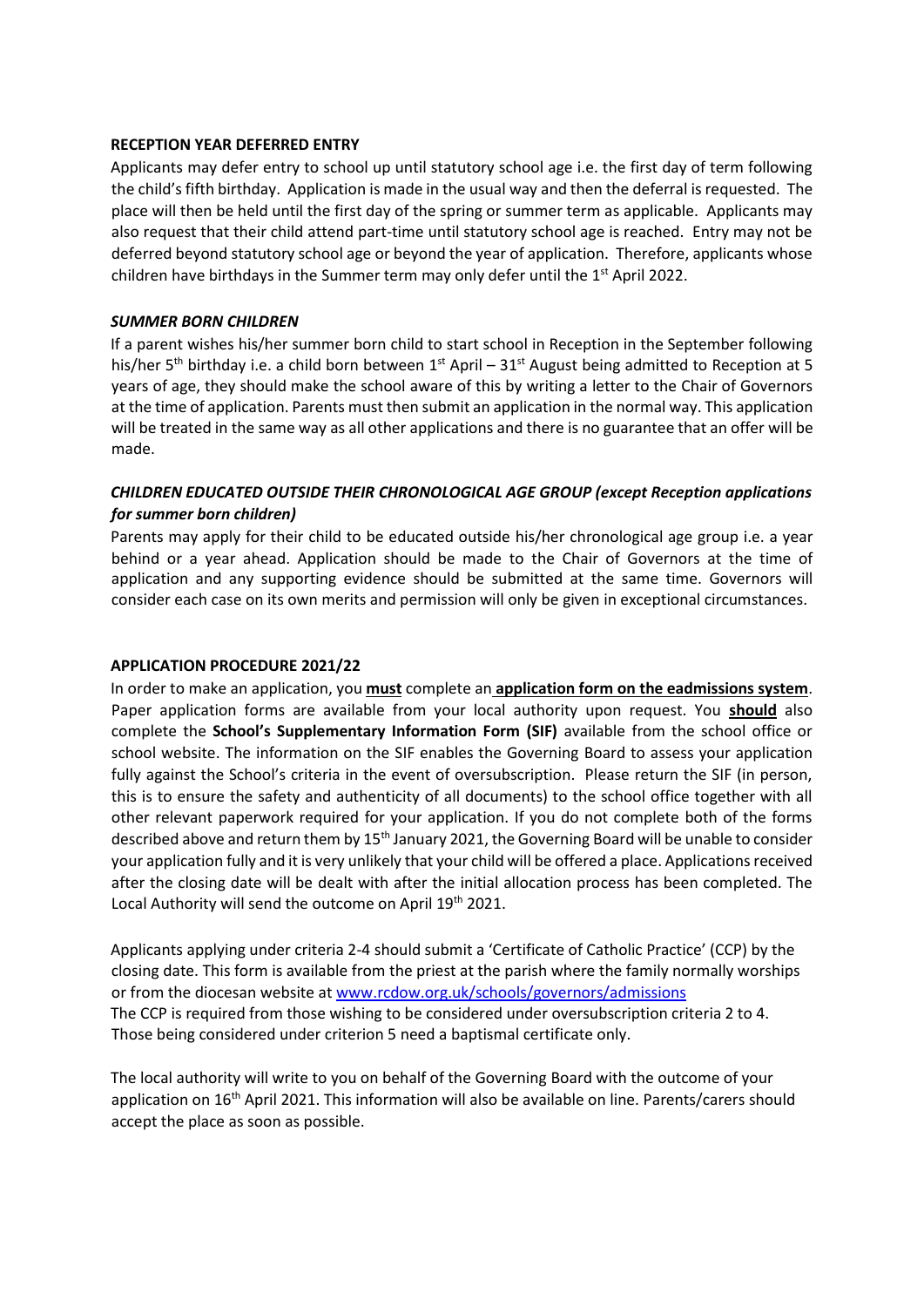**RECEPTION YEAR DEFERRED ENTRY**

Applicants may defer entry to school up until statutory school age i.e. the first day of term following the child's fifth birthday. Application is made in the usual way and then the deferral is requested. The place will then be held until the first day of the spring or summer term as applicable. Applicants may also request that their child attend part-time until statutory school age is reached. Entry may not be deferred beyond statutory school age or beyond the year of application. Therefore, applicants whose children have birthdays in the Summer term may only defer until the 1st April 2022.

***SUMMER BORN CHILDREN***

If a parent wishes his/her summer born child to start school in Reception in the September following his/her 5th birthday i.e. a child born between 1st April – 31st August being admitted to Reception at 5 years of age, they should make the school aware of this by writing a letter to the Chair of Governors at the time of application. Parents must then submit an application in the normal way. This application will be treated in the same way as all other applications and there is no guarantee that an offer will be made.

***CHILDREN EDUCATED OUTSIDE THEIR CHRONOLOGICAL AGE GROUP (except Reception applications for summer born children)***

Parents may apply for their child to be educated outside his/her chronological age group i.e. a year behind or a year ahead. Application should be made to the Chair of Governors at the time of application and any supporting evidence should be submitted at the same time. Governors will consider each case on its own merits and permission will only be given in exceptional circumstances.

**APPLICATION PROCEDURE 2021/22**

In order to make an application, you **must** complete an **application form on the eadmissions system**. Paper application forms are available from your local authority upon request. You **should** also complete the **School's Supplementary Information Form (SIF)** available from the school office or school website. The information on the SIF enables the Governing Board to assess your application fully against the School's criteria in the event of oversubscription. Please return the SIF (in person, this is to ensure the safety and authenticity of all documents) to the school office together with all other relevant paperwork required for your application. If you do not complete both of the forms described above and return them by 15th January 2021, the Governing Board will be unable to consider your application fully and it is very unlikely that your child will be offered a place. Applications received after the closing date will be dealt with after the initial allocation process has been completed. The Local Authority will send the outcome on April 19th 2021.

Applicants applying under criteria 2-4 should submit a 'Certificate of Catholic Practice' (CCP) by the closing date. This form is available from the priest at the parish where the family normally worships or from the diocesan website at www.rcdow.org.uk/schools/governors/admissions
The CCP is required from those wishing to be considered under oversubscription criteria 2 to 4. Those being considered under criterion 5 need a baptismal certificate only.

The local authority will write to you on behalf of the Governing Board with the outcome of your application on 16th April 2021. This information will also be available on line. Parents/carers should accept the place as soon as possible.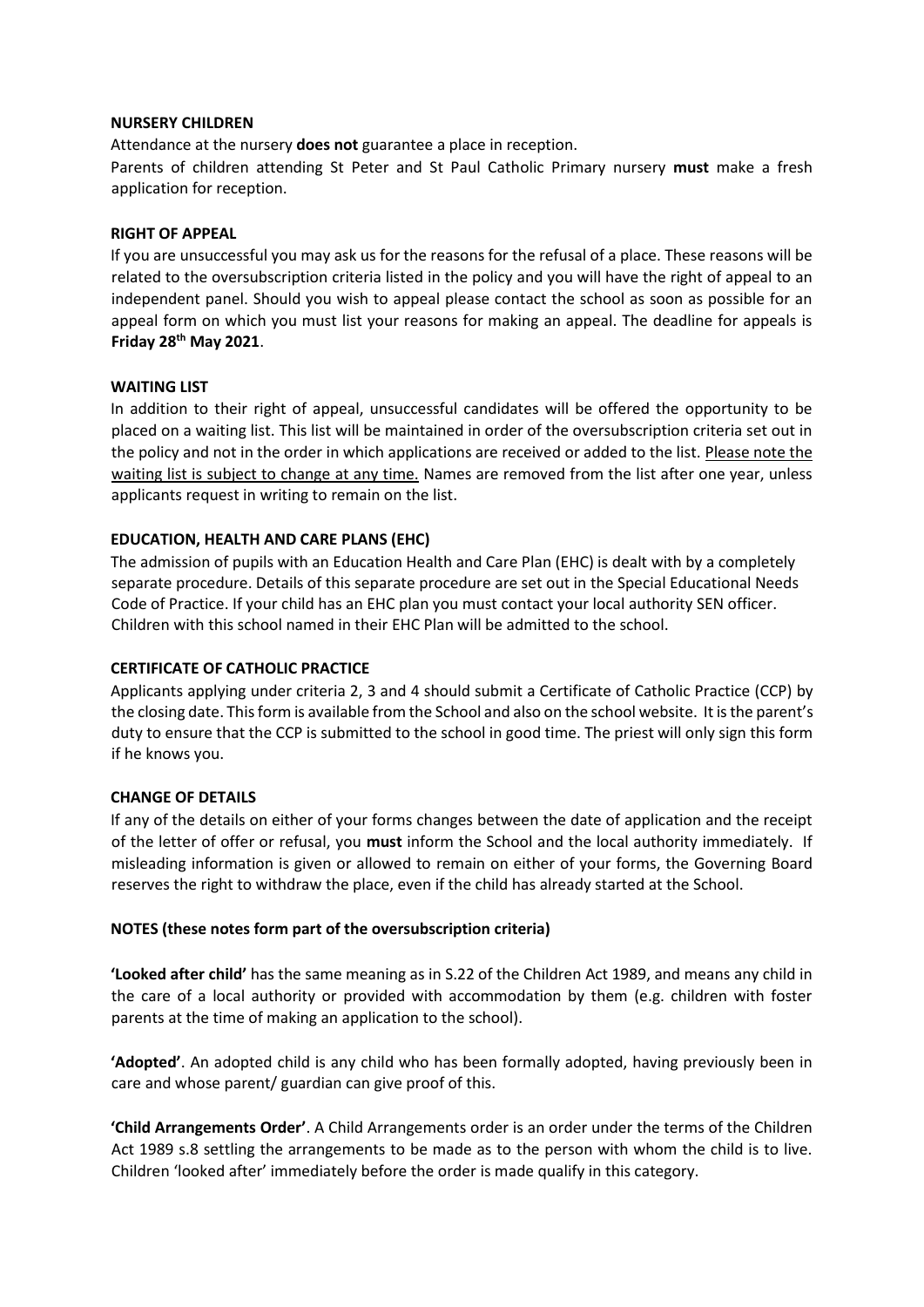**NURSERY CHILDREN**

Attendance at the nursery **does not** guarantee a place in reception.

Parents of children attending St Peter and St Paul Catholic Primary nursery **must** make a fresh application for reception.

**RIGHT OF APPEAL**

If you are unsuccessful you may ask us for the reasons for the refusal of a place. These reasons will be related to the oversubscription criteria listed in the policy and you will have the right of appeal to an independent panel. Should you wish to appeal please contact the school as soon as possible for an appeal form on which you must list your reasons for making an appeal. The deadline for appeals is **Friday 28th May 2021**.

**WAITING LIST**

In addition to their right of appeal, unsuccessful candidates will be offered the opportunity to be placed on a waiting list. This list will be maintained in order of the oversubscription criteria set out in the policy and not in the order in which applications are received or added to the list. Please note the waiting list is subject to change at any time. Names are removed from the list after one year, unless applicants request in writing to remain on the list.

**EDUCATION, HEALTH AND CARE PLANS (EHC)**

The admission of pupils with an Education Health and Care Plan (EHC) is dealt with by a completely separate procedure. Details of this separate procedure are set out in the Special Educational Needs Code of Practice. If your child has an EHC plan you must contact your local authority SEN officer. Children with this school named in their EHC Plan will be admitted to the school.

**CERTIFICATE OF CATHOLIC PRACTICE**

Applicants applying under criteria 2, 3 and 4 should submit a Certificate of Catholic Practice (CCP) by the closing date. This form is available from the School and also on the school website. It is the parent's duty to ensure that the CCP is submitted to the school in good time. The priest will only sign this form if he knows you.

**CHANGE OF DETAILS**

If any of the details on either of your forms changes between the date of application and the receipt of the letter of offer or refusal, you **must** inform the School and the local authority immediately. If misleading information is given or allowed to remain on either of your forms, the Governing Board reserves the right to withdraw the place, even if the child has already started at the School.

**NOTES (these notes form part of the oversubscription criteria)**

**'Looked after child'** has the same meaning as in S.22 of the Children Act 1989, and means any child in the care of a local authority or provided with accommodation by them (e.g. children with foster parents at the time of making an application to the school).

**'Adopted'**. An adopted child is any child who has been formally adopted, having previously been in care and whose parent/ guardian can give proof of this.

**'Child Arrangements Order'**. A Child Arrangements order is an order under the terms of the Children Act 1989 s.8 settling the arrangements to be made as to the person with whom the child is to live. Children 'looked after' immediately before the order is made qualify in this category.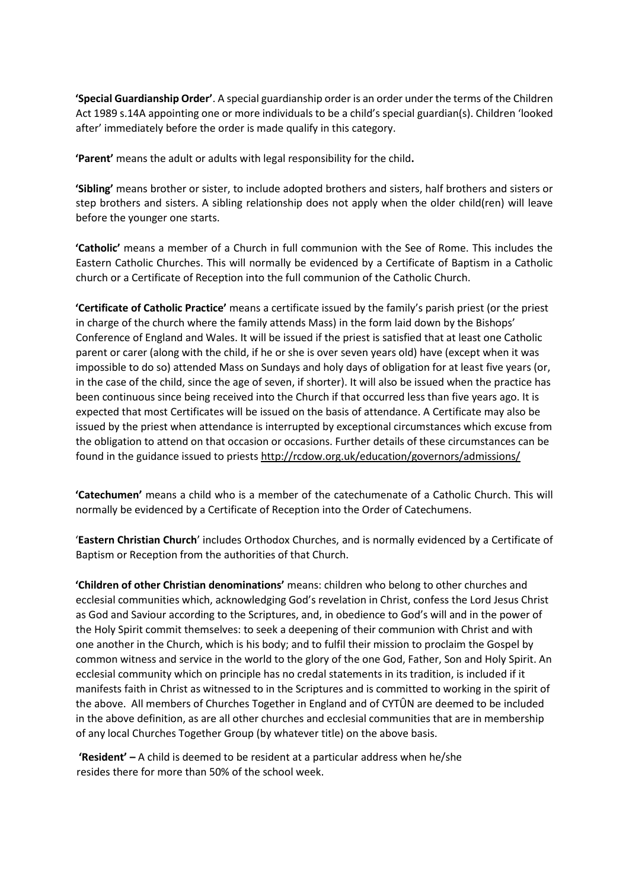**'Special Guardianship Order'**. A special guardianship order is an order under the terms of the Children Act 1989 s.14A appointing one or more individuals to be a child's special guardian(s). Children 'looked after' immediately before the order is made qualify in this category.

**'Parent'** means the adult or adults with legal responsibility for the child**.**

**'Sibling'** means brother or sister, to include adopted brothers and sisters, half brothers and sisters or step brothers and sisters. A sibling relationship does not apply when the older child(ren) will leave before the younger one starts.

**'Catholic'** means a member of a Church in full communion with the See of Rome. This includes the Eastern Catholic Churches. This will normally be evidenced by a Certificate of Baptism in a Catholic church or a Certificate of Reception into the full communion of the Catholic Church.

**'Certificate of Catholic Practice'** means a certificate issued by the family's parish priest (or the priest in charge of the church where the family attends Mass) in the form laid down by the Bishops' Conference of England and Wales. It will be issued if the priest is satisfied that at least one Catholic parent or carer (along with the child, if he or she is over seven years old) have (except when it was impossible to do so) attended Mass on Sundays and holy days of obligation for at least five years (or, in the case of the child, since the age of seven, if shorter). It will also be issued when the practice has been continuous since being received into the Church if that occurred less than five years ago. It is expected that most Certificates will be issued on the basis of attendance. A Certificate may also be issued by the priest when attendance is interrupted by exceptional circumstances which excuse from the obligation to attend on that occasion or occasions. Further details of these circumstances can be found in the guidance issued to priests http://rcdow.org.uk/education/governors/admissions/

**'Catechumen'** means a child who is a member of the catechumenate of a Catholic Church. This will normally be evidenced by a Certificate of Reception into the Order of Catechumens.

'**Eastern Christian Church**' includes Orthodox Churches, and is normally evidenced by a Certificate of Baptism or Reception from the authorities of that Church.

**'Children of other Christian denominations'** means: children who belong to other churches and ecclesial communities which, acknowledging God's revelation in Christ, confess the Lord Jesus Christ as God and Saviour according to the Scriptures, and, in obedience to God's will and in the power of the Holy Spirit commit themselves: to seek a deepening of their communion with Christ and with one another in the Church, which is his body; and to fulfil their mission to proclaim the Gospel by common witness and service in the world to the glory of the one God, Father, Son and Holy Spirit. An ecclesial community which on principle has no credal statements in its tradition, is included if it manifests faith in Christ as witnessed to in the Scriptures and is committed to working in the spirit of the above. All members of Churches Together in England and of CYTÛN are deemed to be included in the above definition, as are all other churches and ecclesial communities that are in membership of any local Churches Together Group (by whatever title) on the above basis.

**'Resident' –** A child is deemed to be resident at a particular address when he/she resides there for more than 50% of the school week.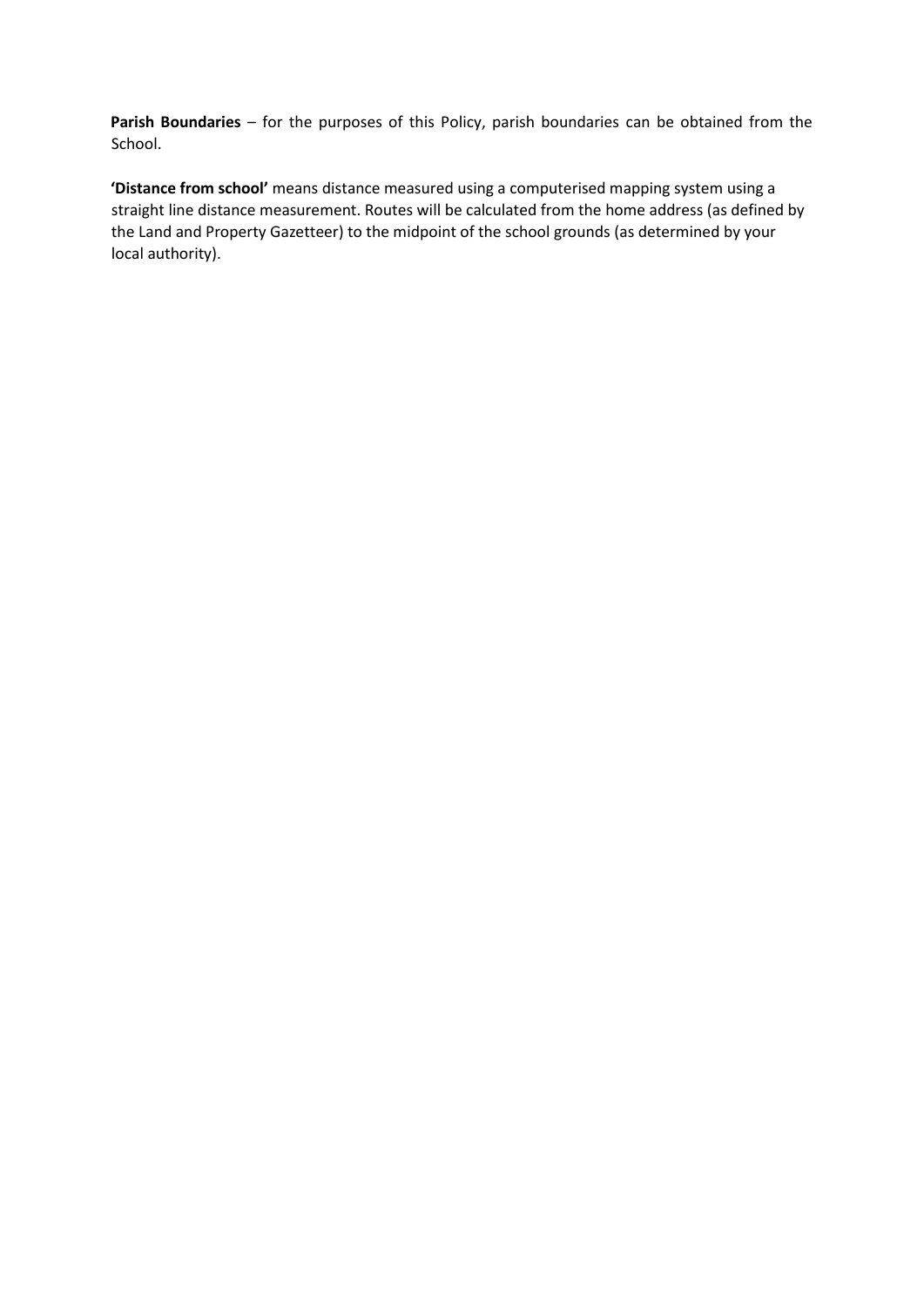**Parish Boundaries** – for the purposes of this Policy, parish boundaries can be obtained from the School.

**'Distance from school'** means distance measured using a computerised mapping system using a straight line distance measurement. Routes will be calculated from the home address (as defined by the Land and Property Gazetteer) to the midpoint of the school grounds (as determined by your local authority).